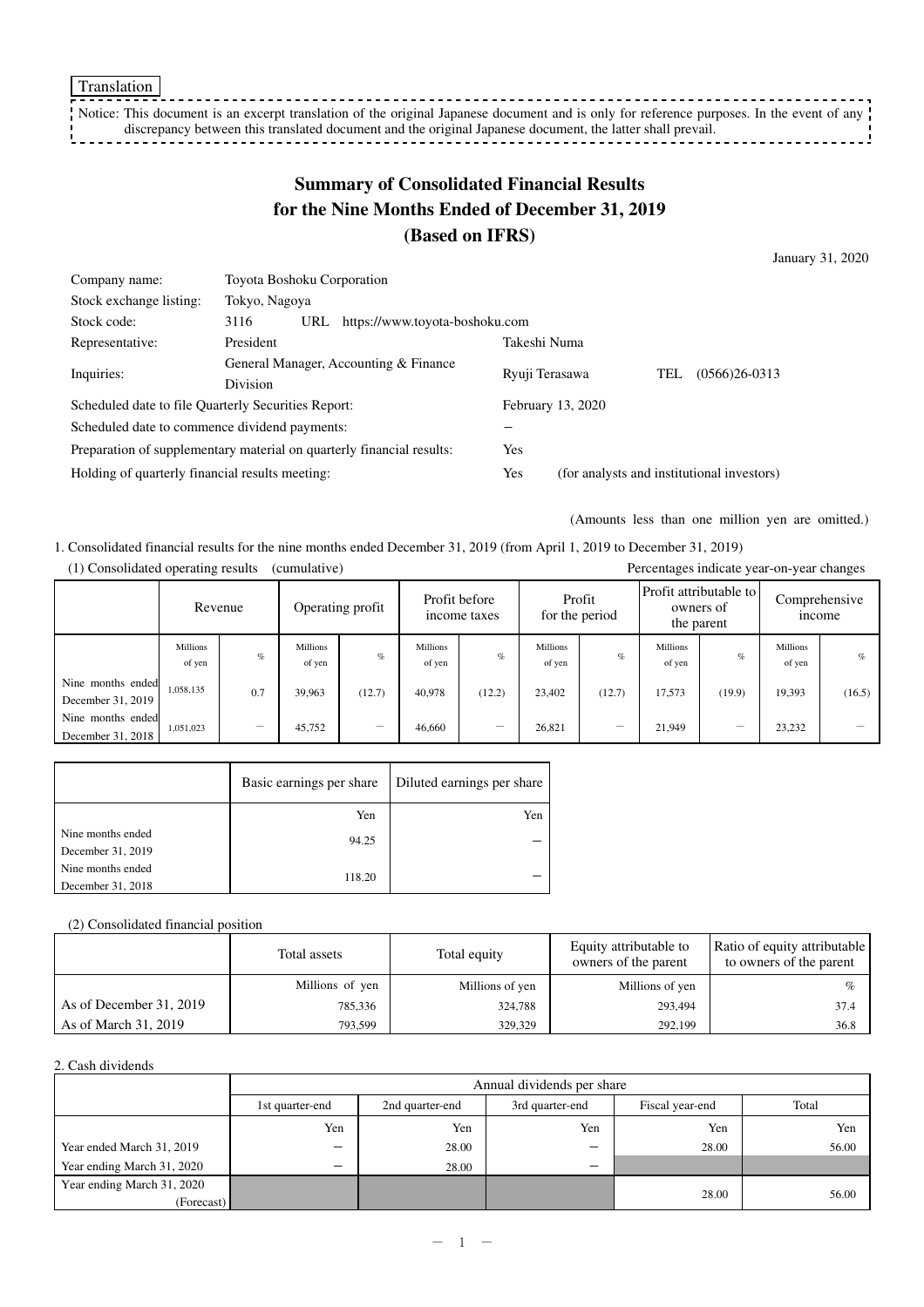Translation

Notice: This document is an excerpt translation of the original Japanese document and is only for reference purposes. In the event of any discrepancy between this translated document and the original Japanese document, the latter shall prevail.

# Summary of Consolidated Financial Results for the Nine Months Ended of December 31, 2019 (Based on IFRS)

January 31, 2020

| | | | |
|---|---|---|---|
| Company name: | Toyota Boshoku Corporation | | |
| Stock exchange listing: | Tokyo, Nagoya | | |
| Stock code: | 3116 URL https://www.toyota-boshoku.com | | |
| Representative: | President | Takeshi Numa | |
| Inquiries: | General Manager, Accounting & Finance Division | Ryuji Terasawa | TEL (0566)26-0313 |

Scheduled date to file Quarterly Securities Report: February 13, 2020

Scheduled date to commence dividend payments: −

Preparation of supplementary material on quarterly financial results: Yes

Holding of quarterly financial results meeting: Yes (for analysts and institutional investors)

(Amounts less than one million yen are omitted.)

1. Consolidated financial results for the nine months ended December 31, 2019 (from April 1, 2019 to December 31, 2019)

(1) Consolidated operating results (cumulative)

Percentages indicate year-on-year changes

| | Revenue | | Operating profit | | Profit before income taxes | | Profit for the period | | Profit attributable to owners of the parent | | Comprehensive income | |
|---|---|---|---|---|---|---|---|---|---|---|---|---|
| | Millions of yen | % | Millions of yen | % | Millions of yen | % | Millions of yen | % | Millions of yen | % | Millions of yen | % |
| Nine months ended December 31, 2019 | 1,058,135 | 0.7 | 39,963 | (12.7) | 40,978 | (12.2) | 23,402 | (12.7) | 17,573 | (19.9) | 19,393 | (16.5) |
| Nine months ended December 31, 2018 | 1,051,023 | − | 45,752 | − | 46,660 | − | 26,821 | − | 21,949 | − | 23,232 | − |

| | Basic earnings per share | Diluted earnings per share |
|---|---|---|
| | Yen | Yen |
| Nine months ended December 31, 2019 | 94.25 | − |
| Nine months ended December 31, 2018 | 118.20 | − |

(2) Consolidated financial position

| | Total assets | Total equity | Equity attributable to owners of the parent | Ratio of equity attributable to owners of the parent |
|---|---|---|---|---|
| | Millions of yen | Millions of yen | Millions of yen | % |
| As of December 31, 2019 | 785,336 | 324,788 | 293,494 | 37.4 |
| As of March 31, 2019 | 793,599 | 329,329 | 292,199 | 36.8 |

2. Cash dividends

| | Annual dividends per share | | | | |
|---|---|---|---|---|---|
| | 1st quarter-end | 2nd quarter-end | 3rd quarter-end | Fiscal year-end | Total |
| | Yen | Yen | Yen | Yen | Yen |
| Year ended March 31, 2019 | − | 28.00 | − | 28.00 | 56.00 |
| Year ending March 31, 2020 | − | 28.00 | − | | |
| Year ending March 31, 2020 (Forecast) | | | | 28.00 | 56.00 |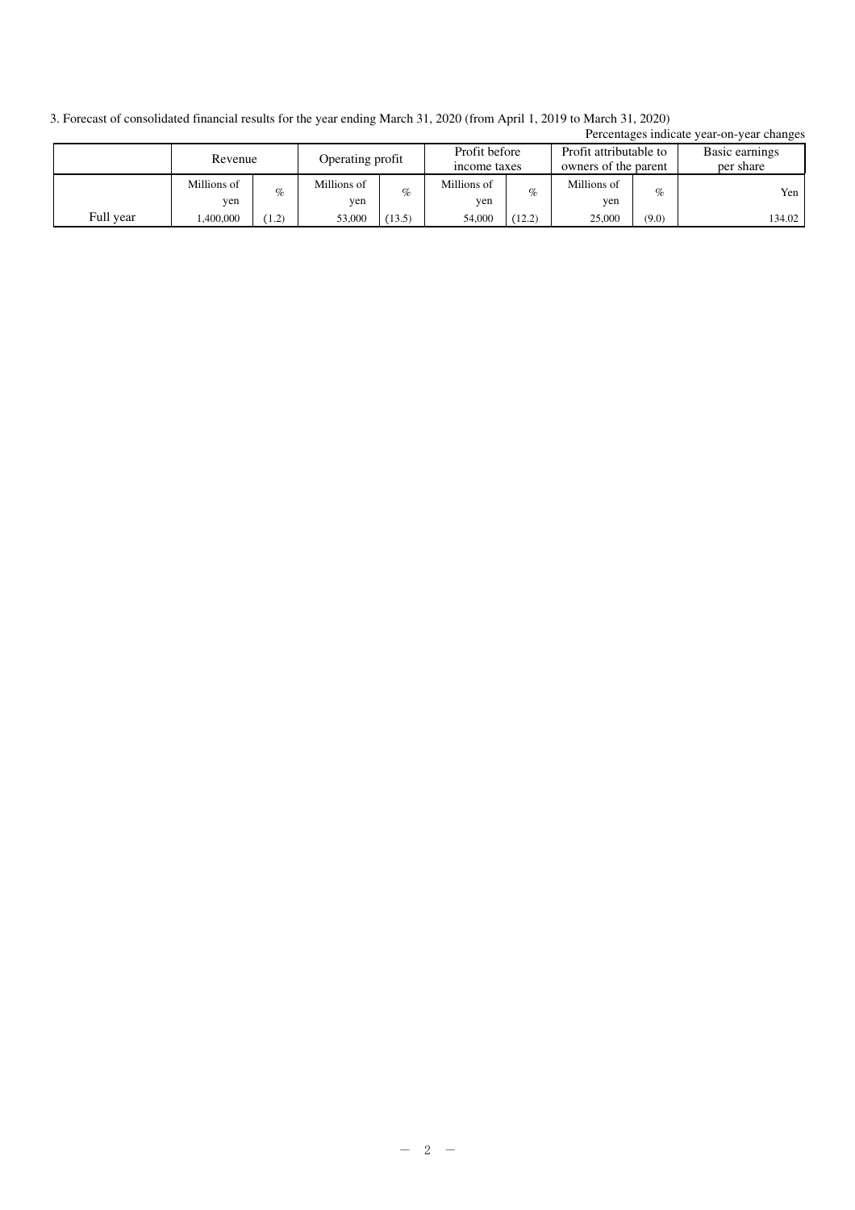3. Forecast of consolidated financial results for the year ending March 31, 2020 (from April 1, 2019 to March 31, 2020)

Percentages indicate year-on-year changes

| | Revenue | | Operating profit | | Profit before income taxes | | Profit attributable to owners of the parent | | Basic earnings per share |
|---|---|---|---|---|---|---|---|---|---|
| | Millions of yen | % | Millions of yen | % | Millions of yen | % | Millions of yen | % | Yen |
| Full year | 1,400,000 | (1.2) | 53,000 | (13.5) | 54,000 | (12.2) | 25,000 | (9.0) | 134.02 |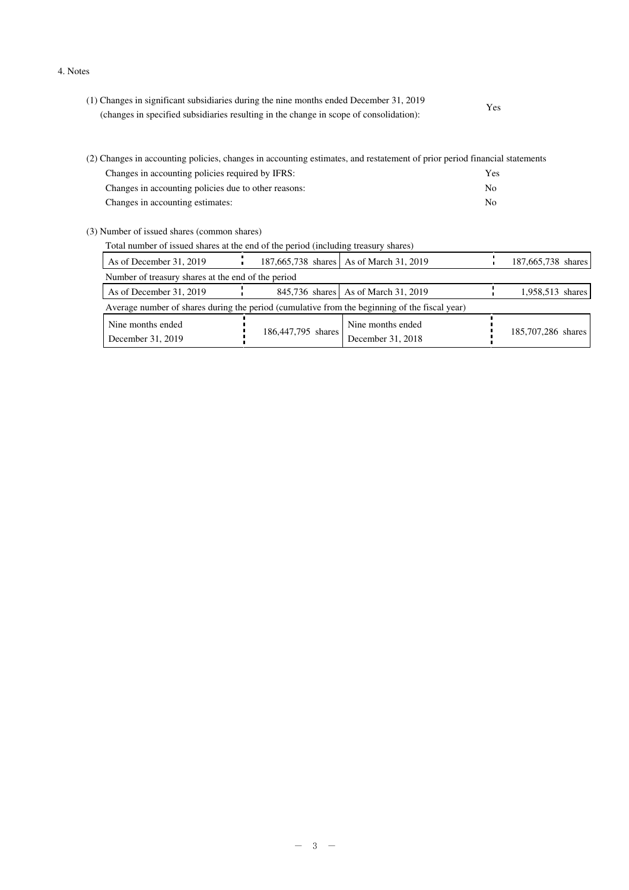4. Notes

(1) Changes in significant subsidiaries during the nine months ended December 31, 2019 (changes in specified subsidiaries resulting in the change in scope of consolidation): Yes

(2) Changes in accounting policies, changes in accounting estimates, and restatement of prior period financial statements

| | |
|---|---|
| Changes in accounting policies required by IFRS: | Yes |
| Changes in accounting policies due to other reasons: | No |
| Changes in accounting estimates: | No |

(3) Number of issued shares (common shares)

Total number of issued shares at the end of the period (including treasury shares)

| | | | |
|---|---|---|---|
| As of December 31, 2019 | 187,665,738 shares | As of March 31, 2019 | 187,665,738 shares |

Number of treasury shares at the end of the period

| | | | |
|---|---|---|---|
| As of December 31, 2019 | 845,736 shares | As of March 31, 2019 | 1,958,513 shares |

Average number of shares during the period (cumulative from the beginning of the fiscal year)

| | | | |
|---|---|---|---|
| Nine months ended December 31, 2019 | 186,447,795 shares | Nine months ended December 31, 2018 | 185,707,286 shares |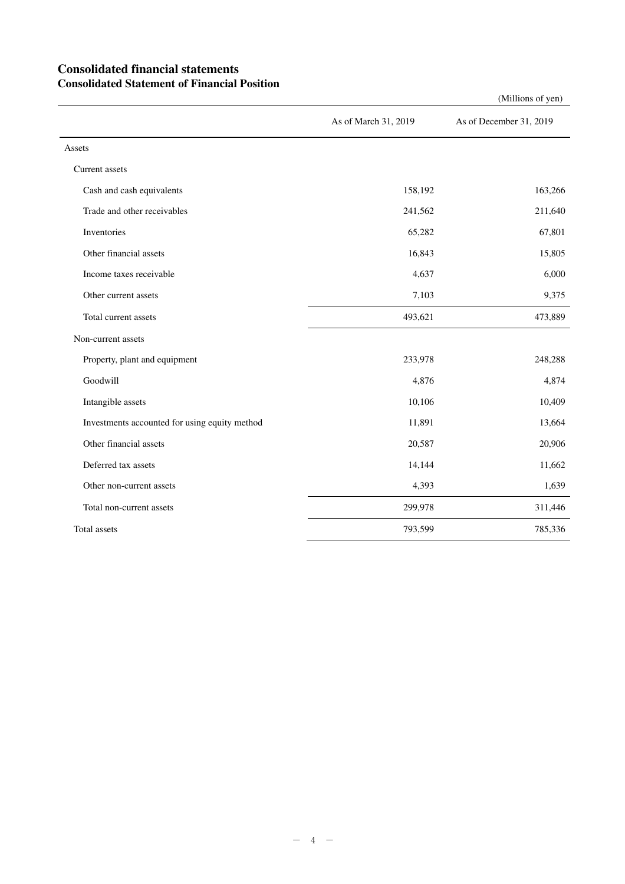# Consolidated financial statements

## Consolidated Statement of Financial Position

(Millions of yen)

| | As of March 31, 2019 | As of December 31, 2019 |
|---|---|---|
| Assets | | |
| Current assets | | |
| Cash and cash equivalents | 158,192 | 163,266 |
| Trade and other receivables | 241,562 | 211,640 |
| Inventories | 65,282 | 67,801 |
| Other financial assets | 16,843 | 15,805 |
| Income taxes receivable | 4,637 | 6,000 |
| Other current assets | 7,103 | 9,375 |
| Total current assets | 493,621 | 473,889 |
| Non-current assets | | |
| Property, plant and equipment | 233,978 | 248,288 |
| Goodwill | 4,876 | 4,874 |
| Intangible assets | 10,106 | 10,409 |
| Investments accounted for using equity method | 11,891 | 13,664 |
| Other financial assets | 20,587 | 20,906 |
| Deferred tax assets | 14,144 | 11,662 |
| Other non-current assets | 4,393 | 1,639 |
| Total non-current assets | 299,978 | 311,446 |
| Total assets | 793,599 | 785,336 |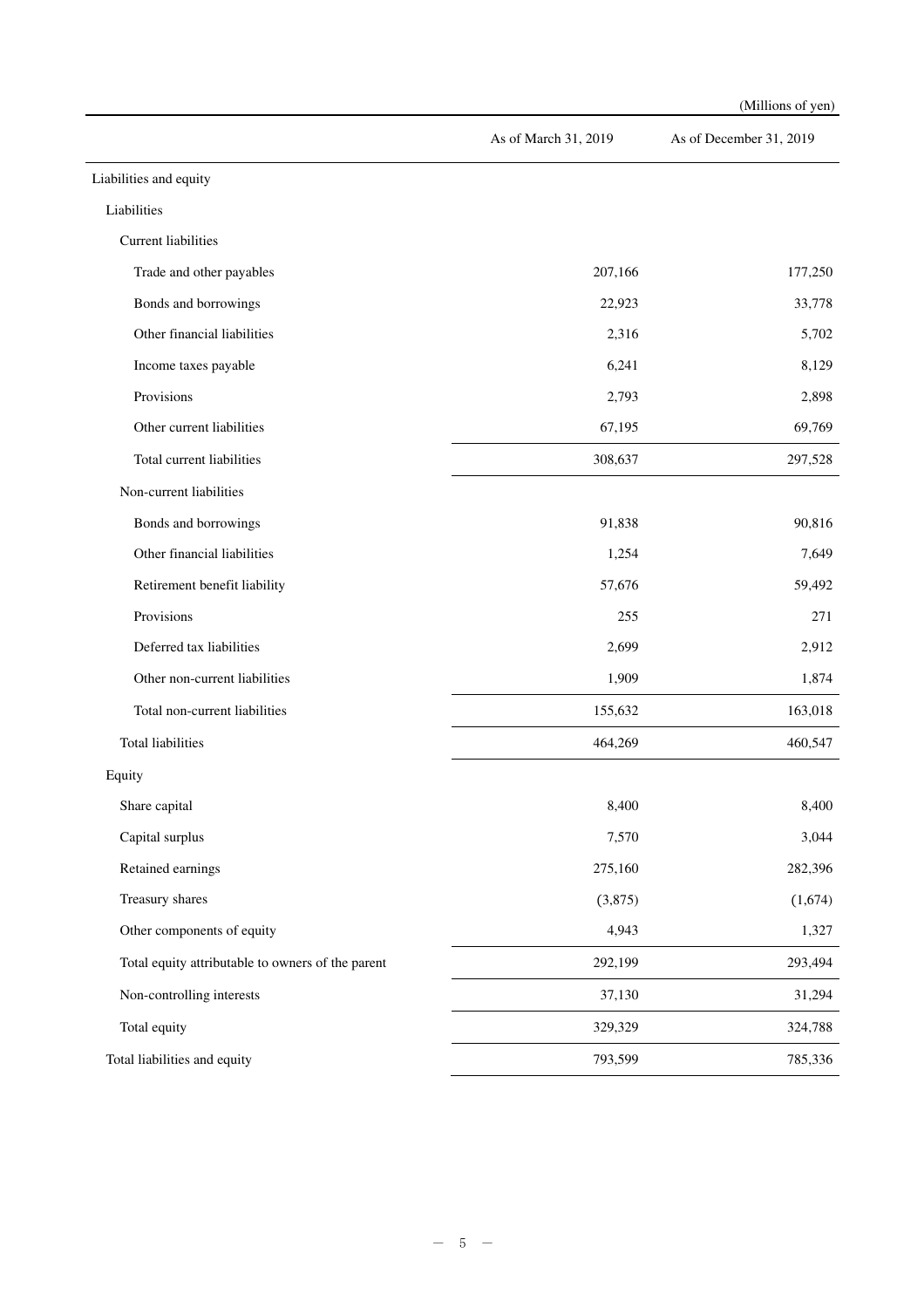(Millions of yen)

| | As of March 31, 2019 | As of December 31, 2019 |
|---|---|---|
| Liabilities and equity | | |
| Liabilities | | |
| Current liabilities | | |
| Trade and other payables | 207,166 | 177,250 |
| Bonds and borrowings | 22,923 | 33,778 |
| Other financial liabilities | 2,316 | 5,702 |
| Income taxes payable | 6,241 | 8,129 |
| Provisions | 2,793 | 2,898 |
| Other current liabilities | 67,195 | 69,769 |
| Total current liabilities | 308,637 | 297,528 |
| Non-current liabilities | | |
| Bonds and borrowings | 91,838 | 90,816 |
| Other financial liabilities | 1,254 | 7,649 |
| Retirement benefit liability | 57,676 | 59,492 |
| Provisions | 255 | 271 |
| Deferred tax liabilities | 2,699 | 2,912 |
| Other non-current liabilities | 1,909 | 1,874 |
| Total non-current liabilities | 155,632 | 163,018 |
| Total liabilities | 464,269 | 460,547 |
| Equity | | |
| Share capital | 8,400 | 8,400 |
| Capital surplus | 7,570 | 3,044 |
| Retained earnings | 275,160 | 282,396 |
| Treasury shares | (3,875) | (1,674) |
| Other components of equity | 4,943 | 1,327 |
| Total equity attributable to owners of the parent | 292,199 | 293,494 |
| Non-controlling interests | 37,130 | 31,294 |
| Total equity | 329,329 | 324,788 |
| Total liabilities and equity | 793,599 | 785,336 |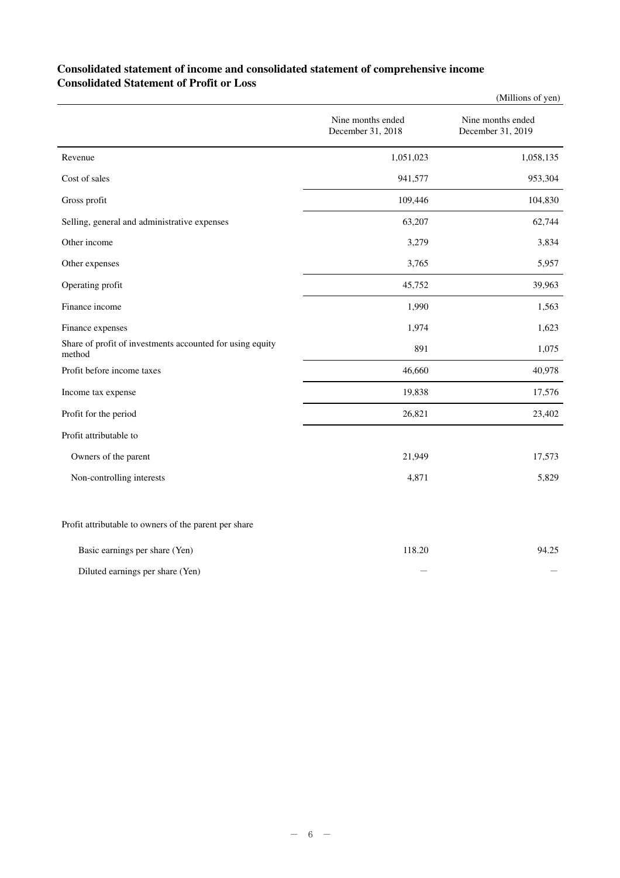## Consolidated statement of income and consolidated statement of comprehensive income
## Consolidated Statement of Profit or Loss

(Millions of yen)

| | Nine months ended December 31, 2018 | Nine months ended December 31, 2019 |
|---|---|---|
| Revenue | 1,051,023 | 1,058,135 |
| Cost of sales | 941,577 | 953,304 |
| Gross profit | 109,446 | 104,830 |
| Selling, general and administrative expenses | 63,207 | 62,744 |
| Other income | 3,279 | 3,834 |
| Other expenses | 3,765 | 5,957 |
| Operating profit | 45,752 | 39,963 |
| Finance income | 1,990 | 1,563 |
| Finance expenses | 1,974 | 1,623 |
| Share of profit of investments accounted for using equity method | 891 | 1,075 |
| Profit before income taxes | 46,660 | 40,978 |
| Income tax expense | 19,838 | 17,576 |
| Profit for the period | 26,821 | 23,402 |
| Profit attributable to | | |
| Owners of the parent | 21,949 | 17,573 |
| Non-controlling interests | 4,871 | 5,829 |
| | | |
| Profit attributable to owners of the parent per share | | |
| Basic earnings per share (Yen) | 118.20 | 94.25 |
| Diluted earnings per share (Yen) | — | — |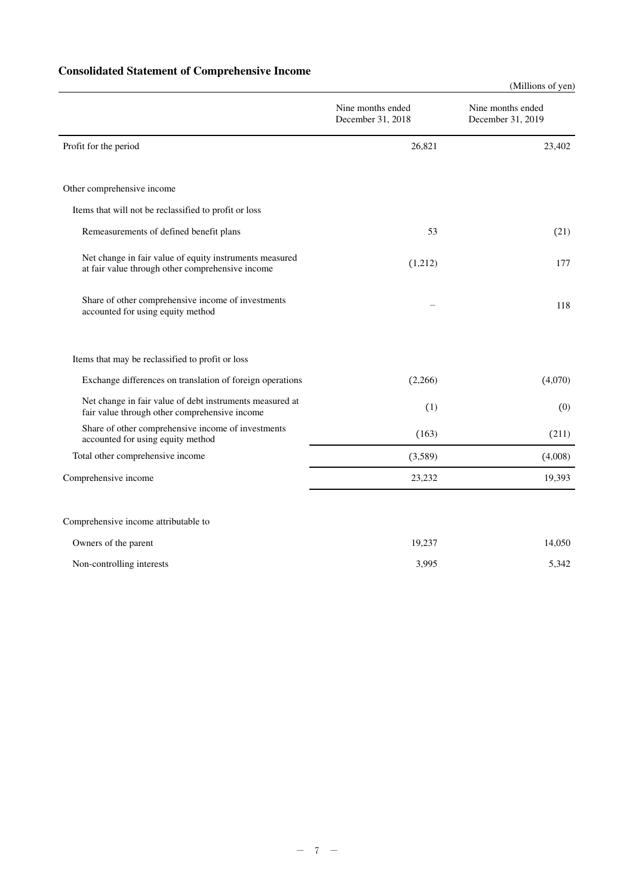## Consolidated Statement of Comprehensive Income

(Millions of yen)

| | Nine months ended December 31, 2018 | Nine months ended December 31, 2019 |
|---|---|---|
| Profit for the period | 26,821 | 23,402 |
| Other comprehensive income | | |
| Items that will not be reclassified to profit or loss | | |
| Remeasurements of defined benefit plans | 53 | (21) |
| Net change in fair value of equity instruments measured at fair value through other comprehensive income | (1,212) | 177 |
| Share of other comprehensive income of investments accounted for using equity method | – | 118 |
| Items that may be reclassified to profit or loss | | |
| Exchange differences on translation of foreign operations | (2,266) | (4,070) |
| Net change in fair value of debt instruments measured at fair value through other comprehensive income | (1) | (0) |
| Share of other comprehensive income of investments accounted for using equity method | (163) | (211) |
| Total other comprehensive income | (3,589) | (4,008) |
| Comprehensive income | 23,232 | 19,393 |
| Comprehensive income attributable to | | |
| Owners of the parent | 19,237 | 14,050 |
| Non-controlling interests | 3,995 | 5,342 |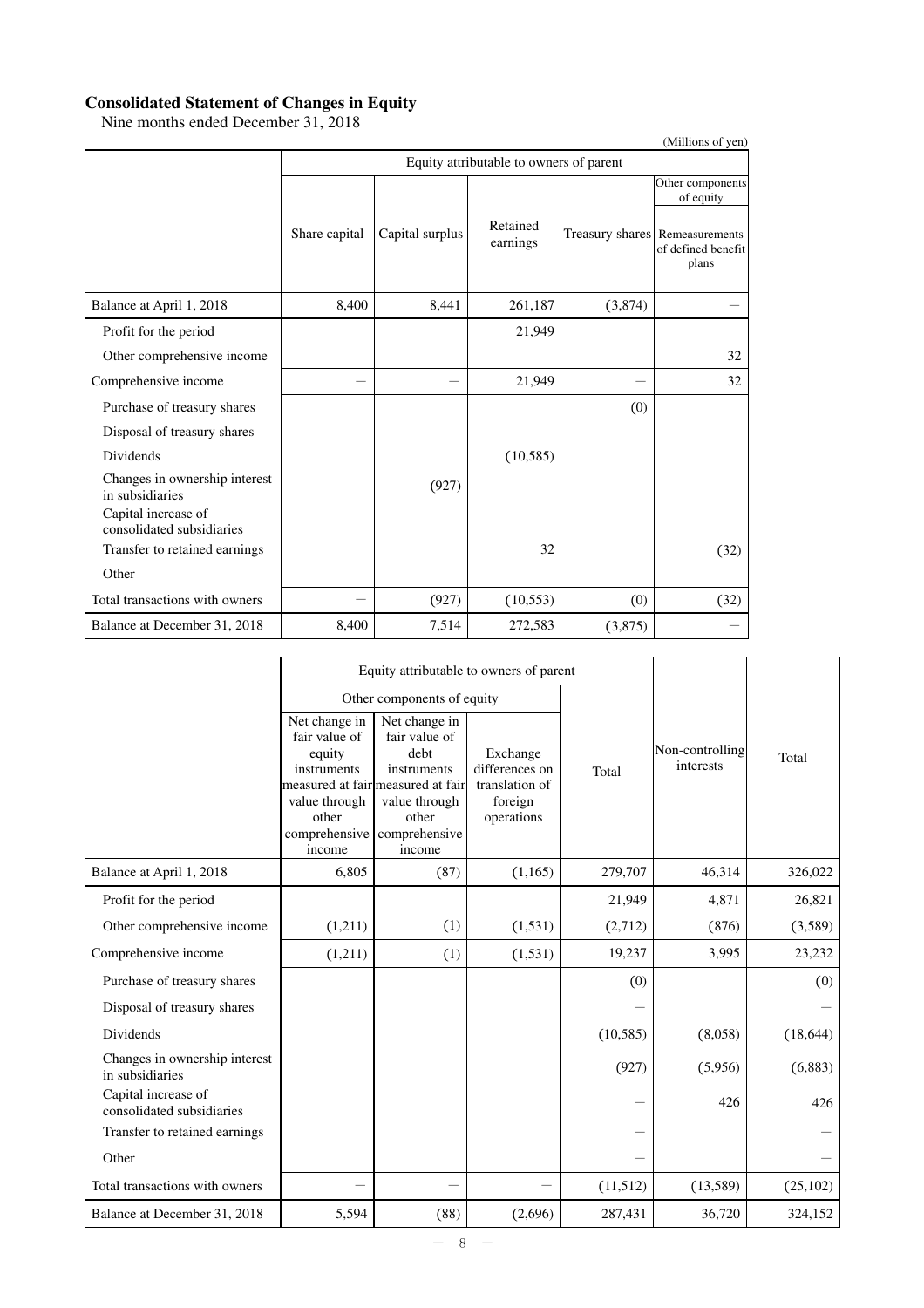## Consolidated Statement of Changes in Equity

Nine months ended December 31, 2018

(Millions of yen)

| | Equity attributable to owners of parent | | | | |
|---|---|---|---|---|---|
| | | | | | Other components of equity |
| | Share capital | Capital surplus | Retained earnings | Treasury shares | Remeasurements of defined benefit plans |
| Balance at April 1, 2018 | 8,400 | 8,441 | 261,187 | (3,874) | — |
| Profit for the period | | | 21,949 | | |
| Other comprehensive income | | | | | 32 |
| Comprehensive income | — | — | 21,949 | — | 32 |
| Purchase of treasury shares | | | | (0) | |
| Disposal of treasury shares | | | | | |
| Dividends | | | (10,585) | | |
| Changes in ownership interest in subsidiaries | | (927) | | | |
| Capital increase of consolidated subsidiaries | | | | | |
| Transfer to retained earnings | | | 32 | | (32) |
| Other | | | | | |
| Total transactions with owners | — | (927) | (10,553) | (0) | (32) |
| Balance at December 31, 2018 | 8,400 | 7,514 | 272,583 | (3,875) | — |

| | Equity attributable to owners of parent | | | | | |
|---|---|---|---|---|---|---|
| | Other components of equity | | | | | |
| | Net change in fair value of equity instruments measured at fair value through other comprehensive income | Net change in fair value of debt instruments measured at fair value through other comprehensive income | Exchange differences on translation of foreign operations | Total | Non-controlling interests | Total |
| Balance at April 1, 2018 | 6,805 | (87) | (1,165) | 279,707 | 46,314 | 326,022 |
| Profit for the period | | | | 21,949 | 4,871 | 26,821 |
| Other comprehensive income | (1,211) | (1) | (1,531) | (2,712) | (876) | (3,589) |
| Comprehensive income | (1,211) | (1) | (1,531) | 19,237 | 3,995 | 23,232 |
| Purchase of treasury shares | | | | (0) | | (0) |
| Disposal of treasury shares | | | | — | | — |
| Dividends | | | | (10,585) | (8,058) | (18,644) |
| Changes in ownership interest in subsidiaries | | | | (927) | (5,956) | (6,883) |
| Capital increase of consolidated subsidiaries | | | | — | 426 | 426 |
| Transfer to retained earnings | | | | — | | — |
| Other | | | | — | | — |
| Total transactions with owners | — | — | — | (11,512) | (13,589) | (25,102) |
| Balance at December 31, 2018 | 5,594 | (88) | (2,696) | 287,431 | 36,720 | 324,152 |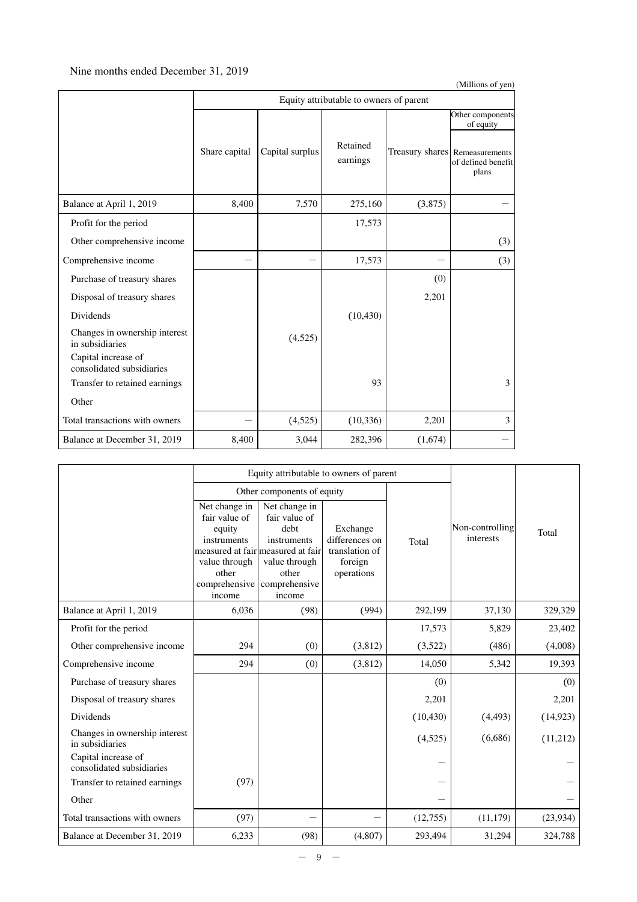Nine months ended December 31, 2019

(Millions of yen)

| | Equity attributable to owners of parent | | | | |
|---|---|---|---|---|---|
| | | | | | Other components of equity |
| | Share capital | Capital surplus | Retained earnings | Treasury shares | Remeasurements of defined benefit plans |
| Balance at April 1, 2019 | 8,400 | 7,570 | 275,160 | (3,875) | － |
| Profit for the period | | | 17,573 | | |
| Other comprehensive income | | | | | (3) |
| Comprehensive income | － | － | 17,573 | － | (3) |
| Purchase of treasury shares | | | | (0) | |
| Disposal of treasury shares | | | | 2,201 | |
| Dividends | | | (10,430) | | |
| Changes in ownership interest in subsidiaries | | (4,525) | | | |
| Capital increase of consolidated subsidiaries | | | | | |
| Transfer to retained earnings | | | 93 | | 3 |
| Other | | | | | |
| Total transactions with owners | － | (4,525) | (10,336) | 2,201 | 3 |
| Balance at December 31, 2019 | 8,400 | 3,044 | 282,396 | (1,674) | － |

| | Equity attributable to owners of parent | | | | | |
|---|---|---|---|---|---|---|
| | Other components of equity | | | | | |
| | Net change in fair value of equity instruments measured at fair value through other comprehensive income | Net change in fair value of debt instruments measured at fair value through other comprehensive income | Exchange differences on translation of foreign operations | Total | Non-controlling interests | Total |
| Balance at April 1, 2019 | 6,036 | (98) | (994) | 292,199 | 37,130 | 329,329 |
| Profit for the period | | | | 17,573 | 5,829 | 23,402 |
| Other comprehensive income | 294 | (0) | (3,812) | (3,522) | (486) | (4,008) |
| Comprehensive income | 294 | (0) | (3,812) | 14,050 | 5,342 | 19,393 |
| Purchase of treasury shares | | | | (0) | | (0) |
| Disposal of treasury shares | | | | 2,201 | | 2,201 |
| Dividends | | | | (10,430) | (4,493) | (14,923) |
| Changes in ownership interest in subsidiaries | | | | (4,525) | (6,686) | (11,212) |
| Capital increase of consolidated subsidiaries | | | | － | | － |
| Transfer to retained earnings | (97) | | | － | | － |
| Other | | | | － | | － |
| Total transactions with owners | (97) | － | － | (12,755) | (11,179) | (23,934) |
| Balance at December 31, 2019 | 6,233 | (98) | (4,807) | 293,494 | 31,294 | 324,788 |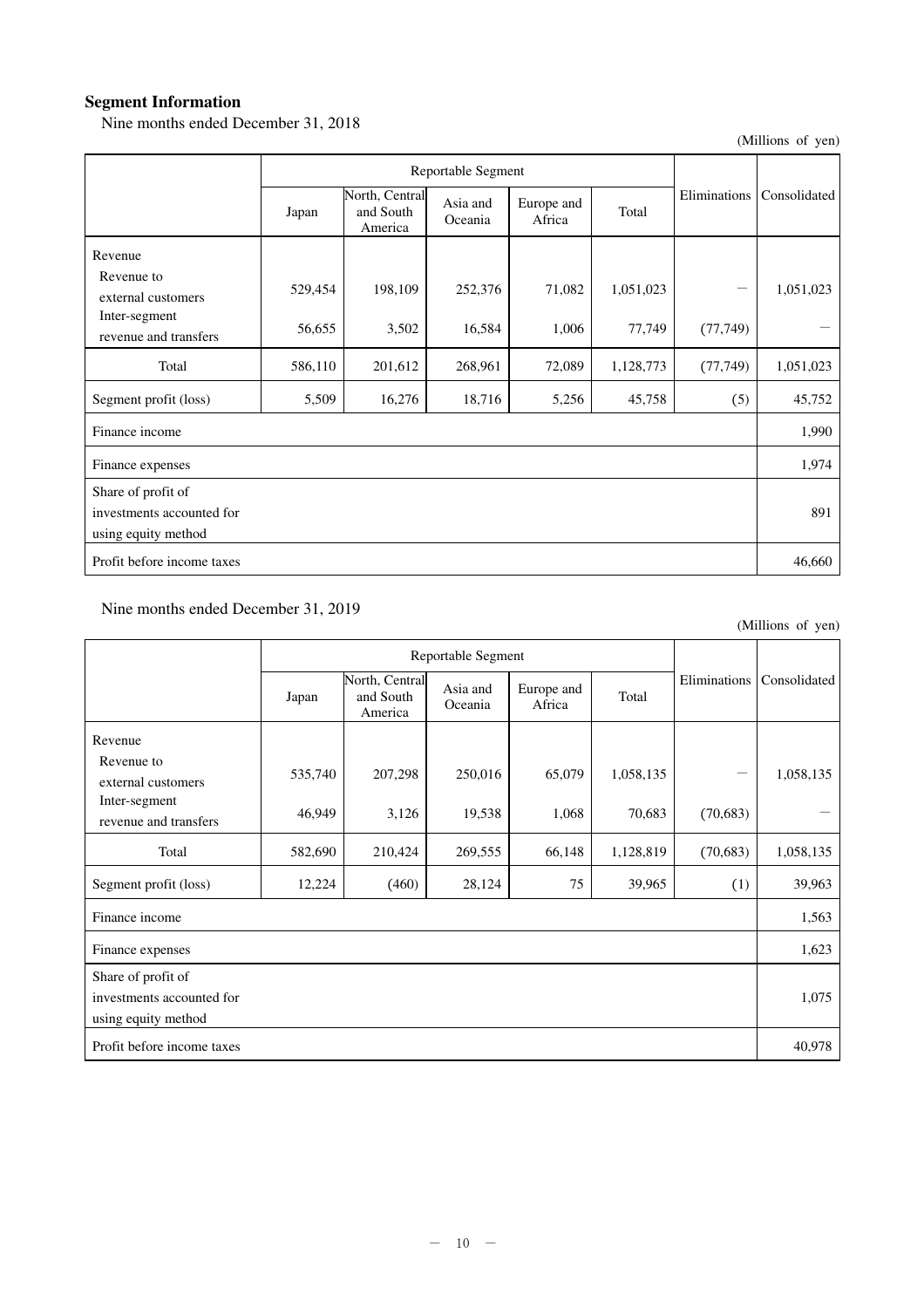## Segment Information

Nine months ended December 31, 2018

(Millions of yen)

| | Reportable Segment | | | | | Eliminations | Consolidated |
|---|---|---|---|---|---|---|---|
| | Japan | North, Central and South America | Asia and Oceania | Europe and Africa | Total | | |
| Revenue | | | | | | | |
| Revenue to external customers | 529,454 | 198,109 | 252,376 | 71,082 | 1,051,023 | — | 1,051,023 |
| Inter-segment revenue and transfers | 56,655 | 3,502 | 16,584 | 1,006 | 77,749 | (77,749) | — |
| Total | 586,110 | 201,612 | 268,961 | 72,089 | 1,128,773 | (77,749) | 1,051,023 |
| Segment profit (loss) | 5,509 | 16,276 | 18,716 | 5,256 | 45,758 | (5) | 45,752 |
| Finance income | | | | | | | 1,990 |
| Finance expenses | | | | | | | 1,974 |
| Share of profit of investments accounted for using equity method | | | | | | | 891 |
| Profit before income taxes | | | | | | | 46,660 |

Nine months ended December 31, 2019

(Millions of yen)

| | Reportable Segment | | | | | Eliminations | Consolidated |
|---|---|---|---|---|---|---|---|
| | Japan | North, Central and South America | Asia and Oceania | Europe and Africa | Total | | |
| Revenue | | | | | | | |
| Revenue to external customers | 535,740 | 207,298 | 250,016 | 65,079 | 1,058,135 | — | 1,058,135 |
| Inter-segment revenue and transfers | 46,949 | 3,126 | 19,538 | 1,068 | 70,683 | (70,683) | — |
| Total | 582,690 | 210,424 | 269,555 | 66,148 | 1,128,819 | (70,683) | 1,058,135 |
| Segment profit (loss) | 12,224 | (460) | 28,124 | 75 | 39,965 | (1) | 39,963 |
| Finance income | | | | | | | 1,563 |
| Finance expenses | | | | | | | 1,623 |
| Share of profit of investments accounted for using equity method | | | | | | | 1,075 |
| Profit before income taxes | | | | | | | 40,978 |